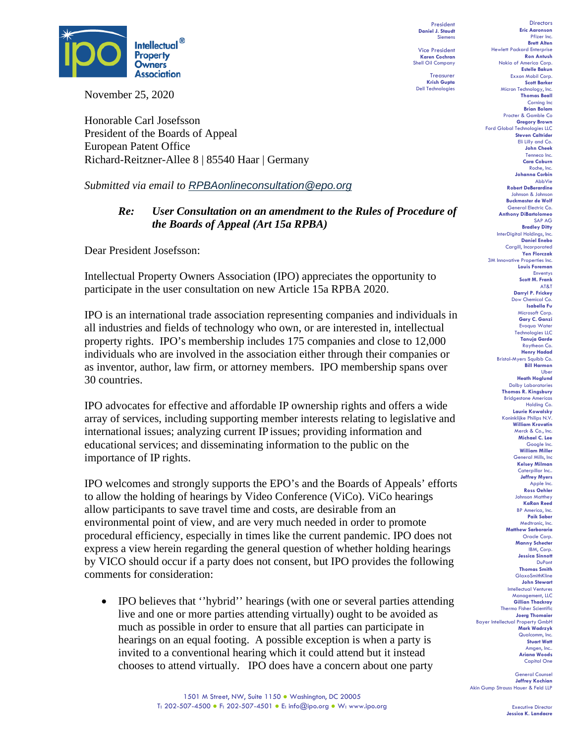President
**Daniel J. Staudt**
Siemens

Vice President
**Karen Cochran**
Shell Oil Company

Treasurer
**Krish Gupta**
Dell Technologies

Directors
**Eric Aaronson** Pfizer Inc.
**Brett Alten** Hewlett Packard Enterprise
**Ron Antush** Nokia of America Corp.
**Estelle Bakun** Exxon Mobil Corp.
**Scott Barker** Micron Technology, Inc.
**Thomas Beall** Corning Inc
**Brian Bolam** Procter & Gamble Co
**Gregory Brown** Ford Global Technologies LLC
**Steven Caltrider** Eli Lilly and Co.
**John Cheek** Tenneco Inc.
**Cara Coburn** Roche, Inc.
**Johanna Corbin** AbbVie
**Robert DeBerardine** Johnson & Johnson
**Buckmaster de Wolf** General Electric Co.
**Anthony DiBartolomeo** SAP AG
**Bradley Ditty** InterDigital Holdings, Inc.
**Daniel Enebo** Cargill, Incorporated
**Yen Florczak** 3M Innovative Properties Inc.
**Louis Foreman** Enventys
**Scott M. Frank** AT&T
**Darryl P. Frickey** Dow Chemical Co.
**Isabella Fu** Microsoft Corp.
**Gary C. Ganzi** Evoqua Water Technologies LLC
**Tanuja Garde** Raytheon Co.
**Henry Hadad** Bristol-Myers Squibb Co.
**Bill Harmon** Uber
**Heath Hoglund** Dolby Laboratories
**Thomas R. Kingsbury** Bridgestone Americas Holding Co.
**Laurie Kowalsky** Koninklijke Philips N.V.
**William Krovatin** Merck & Co., Inc.
**Michael C. Lee** Google Inc.
**William Miller** General Mills, Inc
**Kelsey Milman** Caterpillar Inc..
**Jeffrey Myers** Apple Inc.
**Ross Oehler** Johnson Matthey
**KaRan Reed** BP America, Inc.
**Paik Saber** Medtronic, Inc.
**Matthew Sarboraria** Oracle Corp.
**Manny Schecter** IBM, Corp.
**Jessica Sinnott** DuPont
**Thomas Smith** GlaxoSmithKline
**John Stewart** Intellectual Ventures Management, LLC
**Gillian Thackray** Thermo Fisher Scientific
**Joerg Thomaier** Bayer Intellectual Property GmbH
**Mark Wadrzyk** Qualcomm, Inc.
**Stuart Watt** Amgen, Inc..
**Ariana Woods** Capital One

General Counsel
**Jeffrey Kochian**
Akin Gump Strauss Hauer & Feld LLP

Executive Director
**Jessica K. Landacre**

November 25, 2020

Honorable Carl Josefsson
President of the Boards of Appeal
European Patent Office
Richard-Reitzner-Allee 8 | 85540 Haar | Germany

*Submitted via email to RPBAonlineconsultation@epo.org*

***Re: User Consultation on an amendment to the Rules of Procedure of the Boards of Appeal (Art 15a RPBA)***

Dear President Josefsson:

Intellectual Property Owners Association (IPO) appreciates the opportunity to participate in the user consultation on new Article 15a RPBA 2020.

IPO is an international trade association representing companies and individuals in all industries and fields of technology who own, or are interested in, intellectual property rights. IPO's membership includes 175 companies and close to 12,000 individuals who are involved in the association either through their companies or as inventor, author, law firm, or attorney members. IPO membership spans over 30 countries.

IPO advocates for effective and affordable IP ownership rights and offers a wide array of services, including supporting member interests relating to legislative and international issues; analyzing current IP issues; providing information and educational services; and disseminating information to the public on the importance of IP rights.

IPO welcomes and strongly supports the EPO's and the Boards of Appeals' efforts to allow the holding of hearings by Video Conference (ViCo). ViCo hearings allow participants to save travel time and costs, are desirable from an environmental point of view, and are very much needed in order to promote procedural efficiency, especially in times like the current pandemic. IPO does not express a view herein regarding the general question of whether holding hearings by VICO should occur if a party does not consent, but IPO provides the following comments for consideration:

- IPO believes that ''hybrid'' hearings (with one or several parties attending live and one or more parties attending virtually) ought to be avoided as much as possible in order to ensure that all parties can participate in hearings on an equal footing. A possible exception is when a party is invited to a conventional hearing which it could attend but it instead chooses to attend virtually. IPO does have a concern about one party

1501 M Street, NW, Suite 1150 ● Washington, DC 20005
T: 202-507-4500 ● F: 202-507-4501 ● E: info@ipo.org ● W: www.ipo.org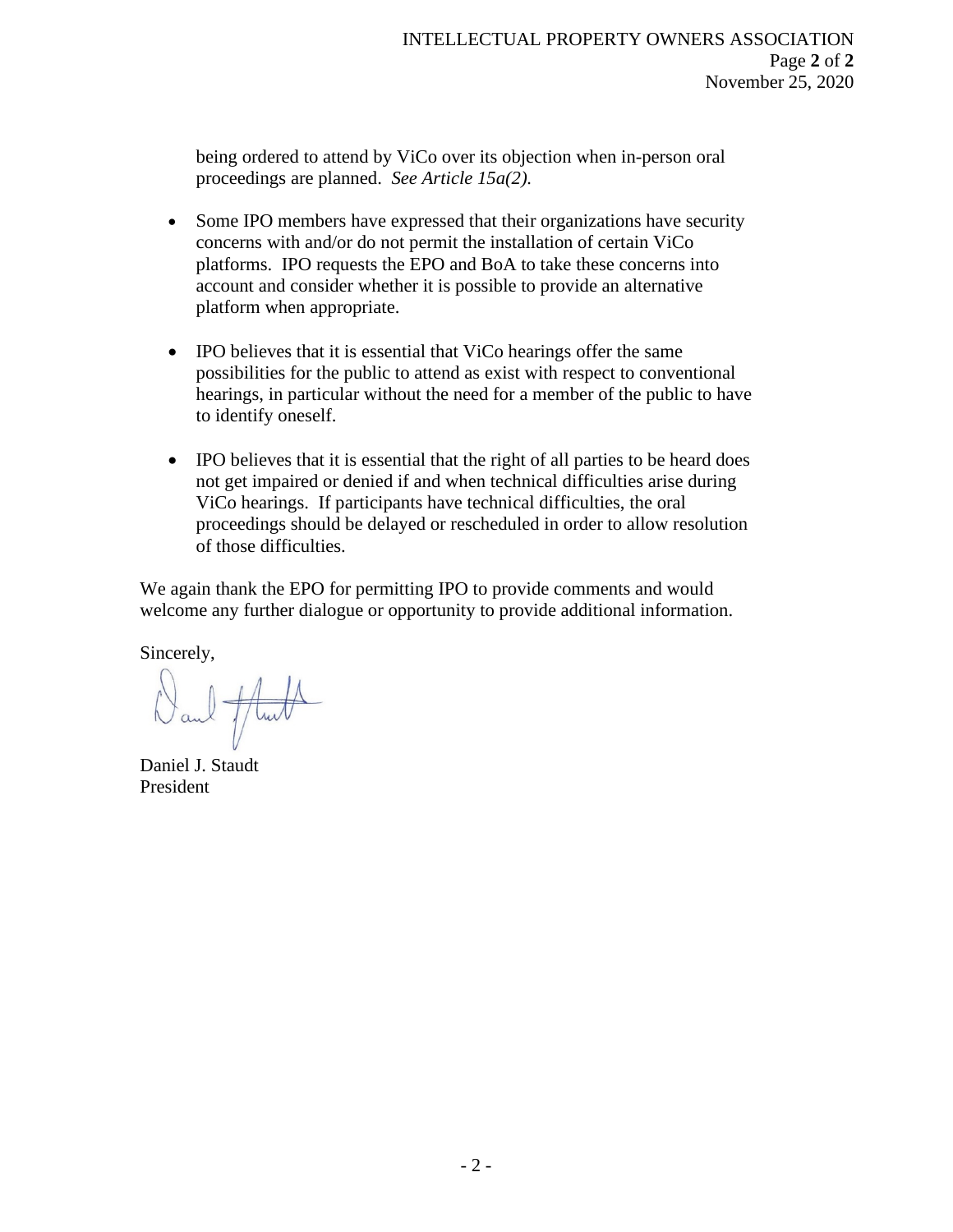being ordered to attend by ViCo over its objection when in-person oral proceedings are planned. *See Article 15a(2).*

- Some IPO members have expressed that their organizations have security concerns with and/or do not permit the installation of certain ViCo platforms. IPO requests the EPO and BoA to take these concerns into account and consider whether it is possible to provide an alternative platform when appropriate.

- IPO believes that it is essential that ViCo hearings offer the same possibilities for the public to attend as exist with respect to conventional hearings, in particular without the need for a member of the public to have to identify oneself.

- IPO believes that it is essential that the right of all parties to be heard does not get impaired or denied if and when technical difficulties arise during ViCo hearings. If participants have technical difficulties, the oral proceedings should be delayed or rescheduled in order to allow resolution of those difficulties.

We again thank the EPO for permitting IPO to provide comments and would welcome any further dialogue or opportunity to provide additional information.

Sincerely,

Daniel J. Staudt
President